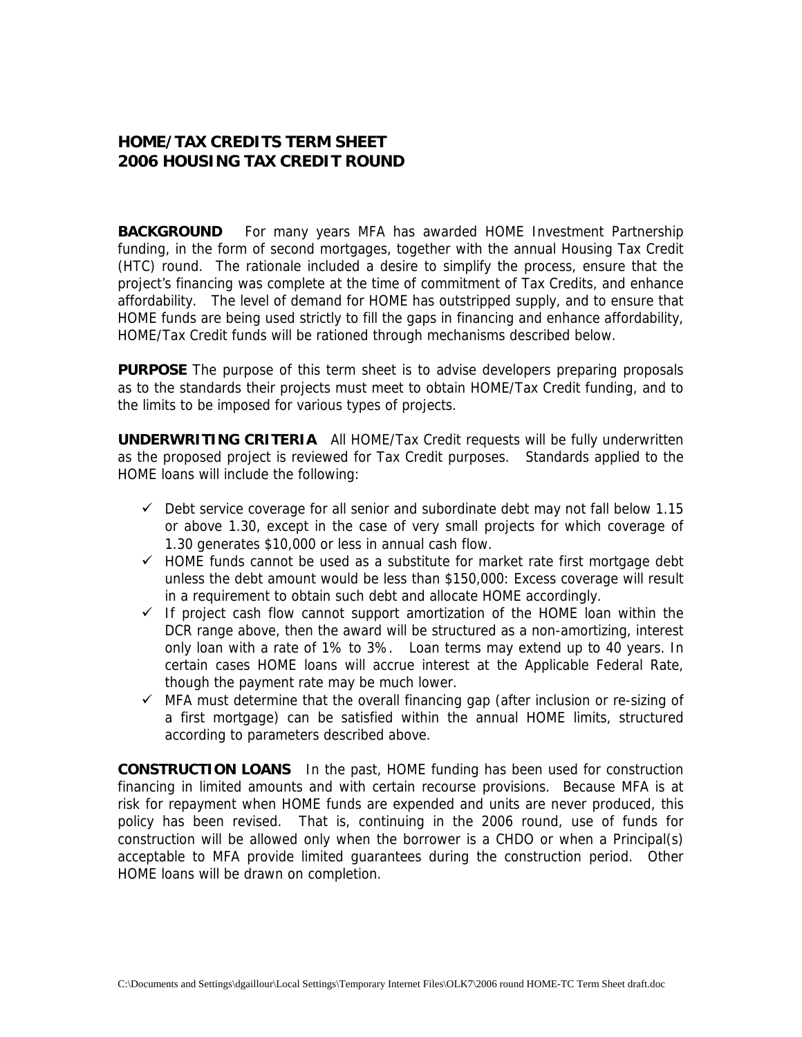# HOME/TAX CREDITS TERM SHEET
# 2006 HOUSING TAX CREDIT ROUND

**BACKGROUND** For many years MFA has awarded HOME Investment Partnership funding, in the form of second mortgages, together with the annual Housing Tax Credit (HTC) round. The rationale included a desire to simplify the process, ensure that the project's financing was complete at the time of commitment of Tax Credits, and enhance affordability. The level of demand for HOME has outstripped supply, and to ensure that HOME funds are being used strictly to fill the gaps in financing and enhance affordability, HOME/Tax Credit funds will be rationed through mechanisms described below.

**PURPOSE** The purpose of this term sheet is to advise developers preparing proposals as to the standards their projects must meet to obtain HOME/Tax Credit funding, and to the limits to be imposed for various types of projects.

**UNDERWRITING CRITERIA** All HOME/Tax Credit requests will be fully underwritten as the proposed project is reviewed for Tax Credit purposes. Standards applied to the HOME loans will include the following:

- ✓ Debt service coverage for all senior and subordinate debt may not fall below 1.15 or above 1.30, except in the case of very small projects for which coverage of 1.30 generates $10,000 or less in annual cash flow.
- ✓ HOME funds cannot be used as a substitute for market rate first mortgage debt unless the debt amount would be less than $150,000: Excess coverage will result in a requirement to obtain such debt and allocate HOME accordingly.
- ✓ If project cash flow cannot support amortization of the HOME loan within the DCR range above, then the award will be structured as a non-amortizing, interest only loan with a rate of 1% to 3%. Loan terms may extend up to 40 years. In certain cases HOME loans will accrue interest at the Applicable Federal Rate, though the payment rate may be much lower.
- ✓ MFA must determine that the overall financing gap (after inclusion or re-sizing of a first mortgage) can be satisfied within the annual HOME limits, structured according to parameters described above.

**CONSTRUCTION LOANS** In the past, HOME funding has been used for construction financing in limited amounts and with certain recourse provisions. Because MFA is at risk for repayment when HOME funds are expended and units are never produced, this policy has been revised. That is, continuing in the 2006 round, use of funds for construction will be allowed only when the borrower is a CHDO or when a Principal(s) acceptable to MFA provide limited guarantees during the construction period. Other HOME loans will be drawn on completion.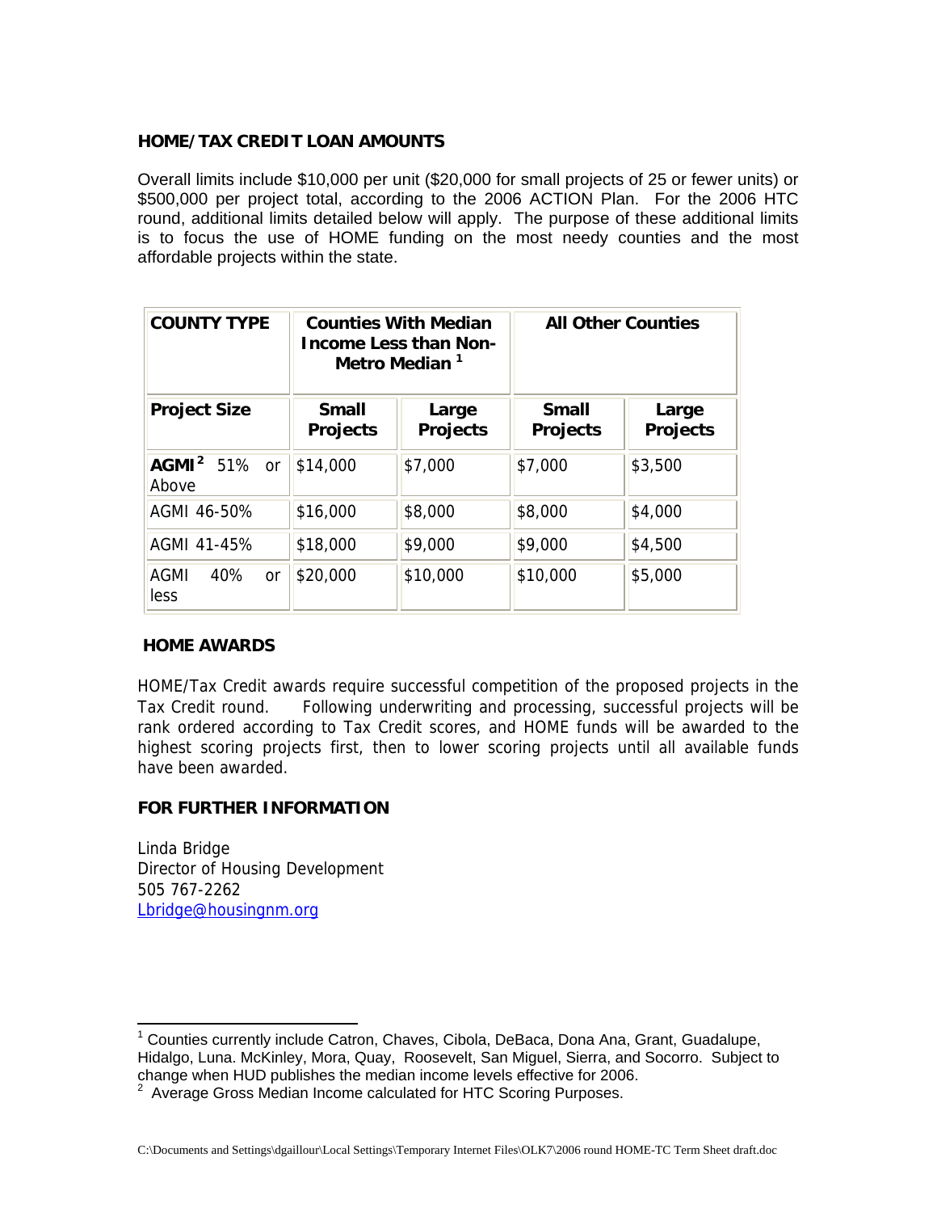## HOME/TAX CREDIT LOAN AMOUNTS

Overall limits include $10,000 per unit ($20,000 for small projects of 25 or fewer units) or $500,000 per project total, according to the 2006 ACTION Plan. For the 2006 HTC round, additional limits detailed below will apply. The purpose of these additional limits is to focus the use of HOME funding on the most needy counties and the most affordable projects within the state.

| COUNTY TYPE | Counties With Median Income Less than Non-Metro Median [1] | | All Other Counties | |
|---|---|---|---|---|
| **Project Size** | **Small Projects** | **Large Projects** | **Small Projects** | **Large Projects** |
| **AGMI**[2] 51% or Above | $14,000 | $7,000 | $7,000 | $3,500 |
| AGMI 46-50% | $16,000 | $8,000 | $8,000 | $4,000 |
| AGMI 41-45% | $18,000 | $9,000 | $9,000 | $4,500 |
| AGMI 40% or less | $20,000 | $10,000 | $10,000 | $5,000 |

## HOME AWARDS

HOME/Tax Credit awards require successful competition of the proposed projects in the Tax Credit round. Following underwriting and processing, successful projects will be rank ordered according to Tax Credit scores, and HOME funds will be awarded to the highest scoring projects first, then to lower scoring projects until all available funds have been awarded.

## FOR FURTHER INFORMATION

Linda Bridge
Director of Housing Development
505 767-2262
Lbridge@housingnm.org

[1] Counties currently include Catron, Chaves, Cibola, DeBaca, Dona Ana, Grant, Guadalupe, Hidalgo, Luna. McKinley, Mora, Quay, Roosevelt, San Miguel, Sierra, and Socorro. Subject to change when HUD publishes the median income levels effective for 2006.

[2] Average Gross Median Income calculated for HTC Scoring Purposes.